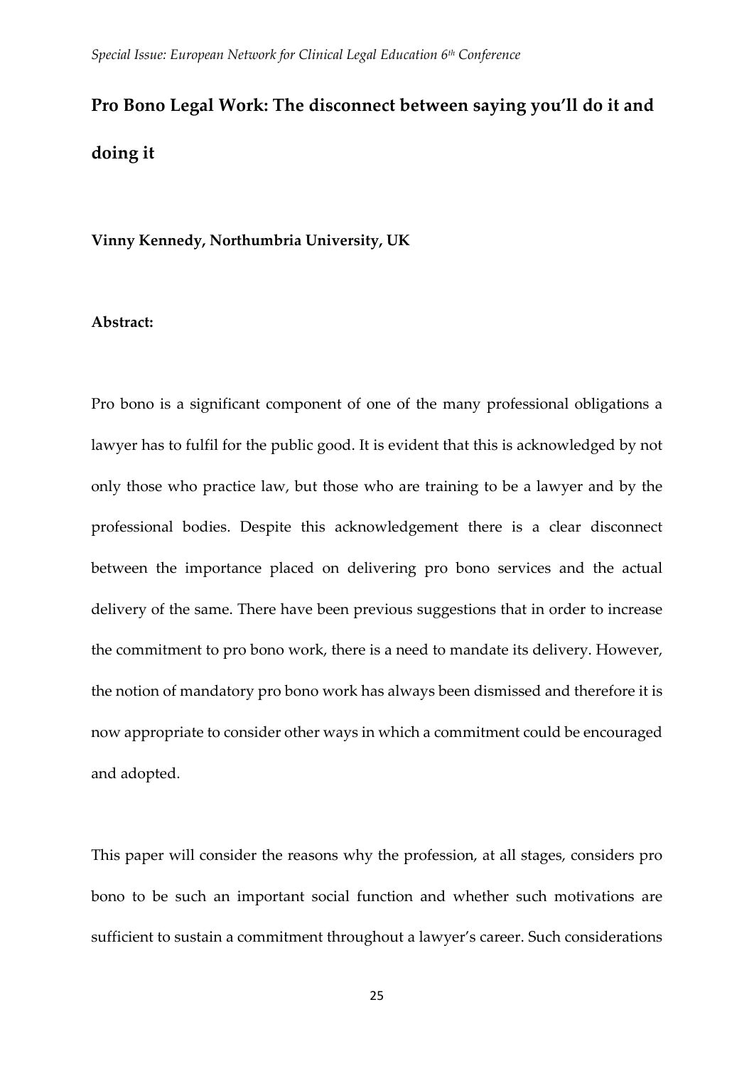# Pro Bono Legal Work: The disconnect between saying you'll do it and doing it

**Vinny Kennedy, Northumbria University, UK**

**Abstract:**

Pro bono is a significant component of one of the many professional obligations a lawyer has to fulfil for the public good. It is evident that this is acknowledged by not only those who practice law, but those who are training to be a lawyer and by the professional bodies. Despite this acknowledgement there is a clear disconnect between the importance placed on delivering pro bono services and the actual delivery of the same. There have been previous suggestions that in order to increase the commitment to pro bono work, there is a need to mandate its delivery. However, the notion of mandatory pro bono work has always been dismissed and therefore it is now appropriate to consider other ways in which a commitment could be encouraged and adopted.

This paper will consider the reasons why the profession, at all stages, considers pro bono to be such an important social function and whether such motivations are sufficient to sustain a commitment throughout a lawyer's career. Such considerations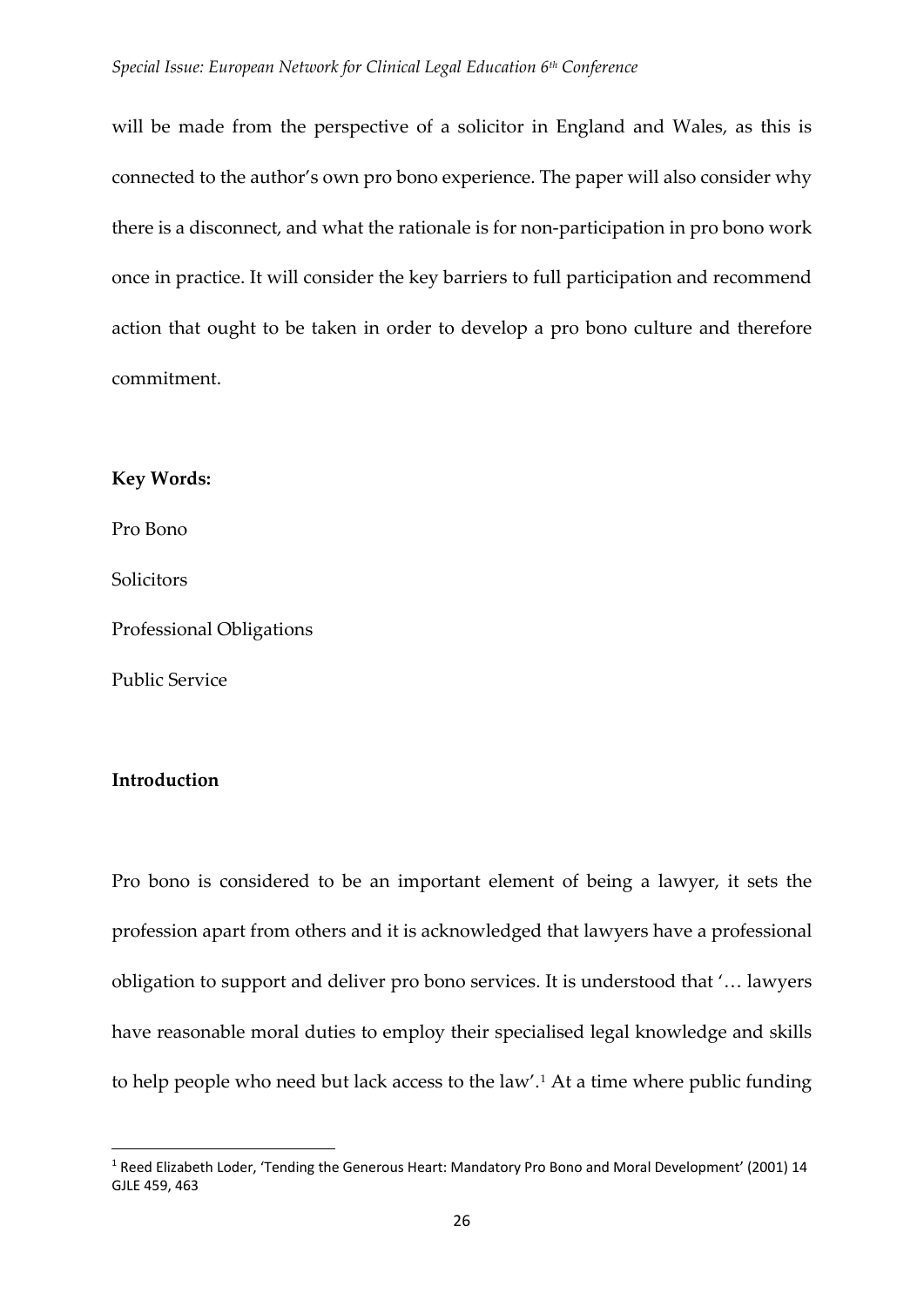will be made from the perspective of a solicitor in England and Wales, as this is connected to the author's own pro bono experience. The paper will also consider why there is a disconnect, and what the rationale is for non-participation in pro bono work once in practice. It will consider the key barriers to full participation and recommend action that ought to be taken in order to develop a pro bono culture and therefore commitment.

**Key Words:**

Pro Bono

Solicitors

Professional Obligations

Public Service

## Introduction

Pro bono is considered to be an important element of being a lawyer, it sets the profession apart from others and it is acknowledged that lawyers have a professional obligation to support and deliver pro bono services. It is understood that '… lawyers have reasonable moral duties to employ their specialised legal knowledge and skills to help people who need but lack access to the law'.[1] At a time where public funding

[1] Reed Elizabeth Loder, 'Tending the Generous Heart: Mandatory Pro Bono and Moral Development' (2001) 14 GJLE 459, 463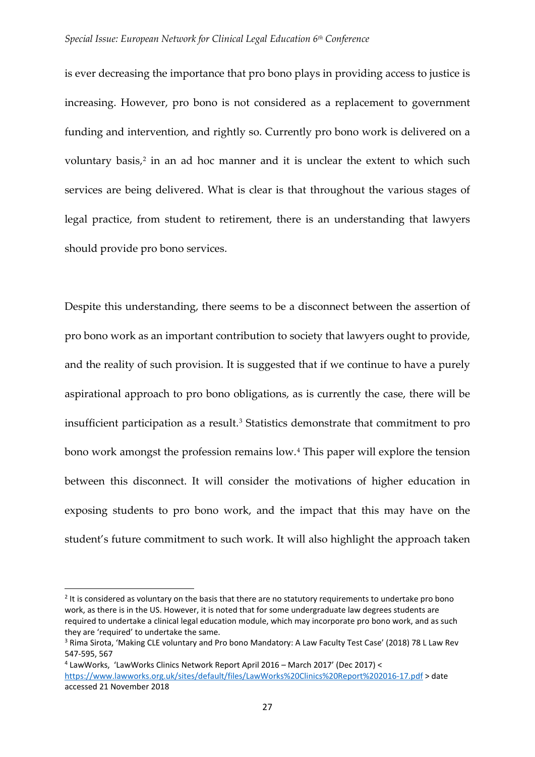is ever decreasing the importance that pro bono plays in providing access to justice is increasing. However, pro bono is not considered as a replacement to government funding and intervention, and rightly so. Currently pro bono work is delivered on a voluntary basis,[2] in an ad hoc manner and it is unclear the extent to which such services are being delivered. What is clear is that throughout the various stages of legal practice, from student to retirement, there is an understanding that lawyers should provide pro bono services.

Despite this understanding, there seems to be a disconnect between the assertion of pro bono work as an important contribution to society that lawyers ought to provide, and the reality of such provision. It is suggested that if we continue to have a purely aspirational approach to pro bono obligations, as is currently the case, there will be insufficient participation as a result.[3] Statistics demonstrate that commitment to pro bono work amongst the profession remains low.[4] This paper will explore the tension between this disconnect. It will consider the motivations of higher education in exposing students to pro bono work, and the impact that this may have on the student's future commitment to such work. It will also highlight the approach taken

---

[2] It is considered as voluntary on the basis that there are no statutory requirements to undertake pro bono work, as there is in the US. However, it is noted that for some undergraduate law degrees students are required to undertake a clinical legal education module, which may incorporate pro bono work, and as such they are 'required' to undertake the same.

[3] Rima Sirota, 'Making CLE voluntary and Pro bono Mandatory: A Law Faculty Test Case' (2018) 78 L Law Rev 547-595, 567

[4] LawWorks, 'LawWorks Clinics Network Report April 2016 – March 2017' (Dec 2017) < https://www.lawworks.org.uk/sites/default/files/LawWorks%20Clinics%20Report%202016-17.pdf > date accessed 21 November 2018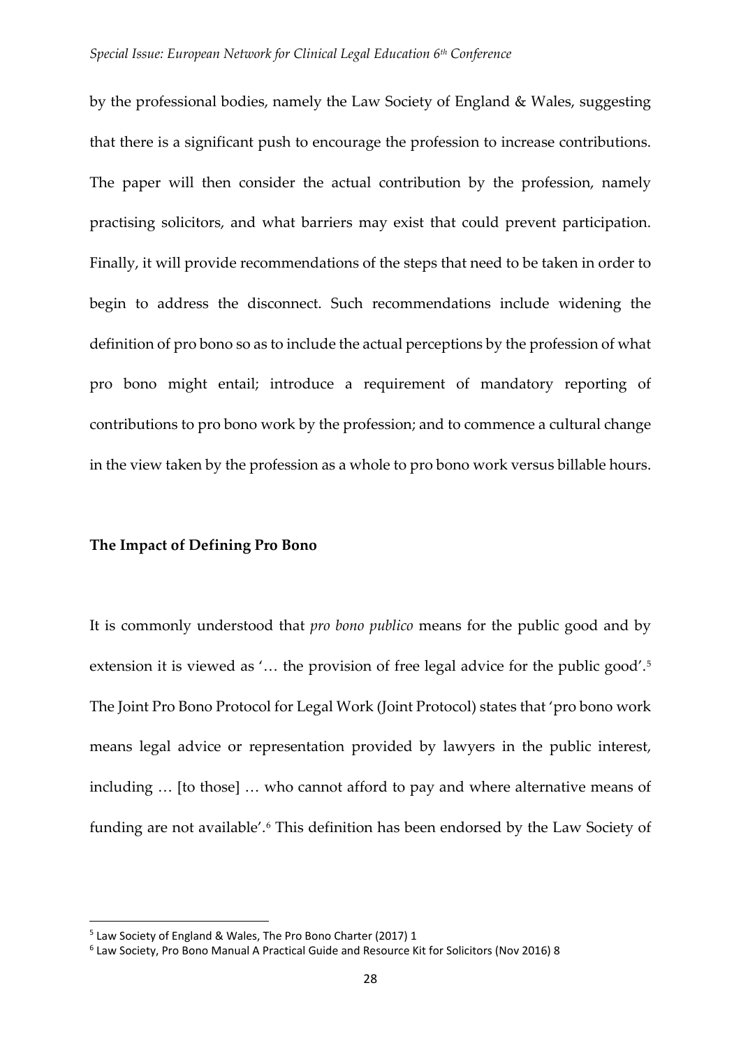by the professional bodies, namely the Law Society of England & Wales, suggesting that there is a significant push to encourage the profession to increase contributions. The paper will then consider the actual contribution by the profession, namely practising solicitors, and what barriers may exist that could prevent participation. Finally, it will provide recommendations of the steps that need to be taken in order to begin to address the disconnect. Such recommendations include widening the definition of pro bono so as to include the actual perceptions by the profession of what pro bono might entail; introduce a requirement of mandatory reporting of contributions to pro bono work by the profession; and to commence a cultural change in the view taken by the profession as a whole to pro bono work versus billable hours.

**The Impact of Defining Pro Bono**

It is commonly understood that *pro bono publico* means for the public good and by extension it is viewed as '… the provision of free legal advice for the public good'.[5] The Joint Pro Bono Protocol for Legal Work (Joint Protocol) states that 'pro bono work means legal advice or representation provided by lawyers in the public interest, including … [to those] … who cannot afford to pay and where alternative means of funding are not available'.[6] This definition has been endorsed by the Law Society of

[5] Law Society of England & Wales, The Pro Bono Charter (2017) 1

[6] Law Society, Pro Bono Manual A Practical Guide and Resource Kit for Solicitors (Nov 2016) 8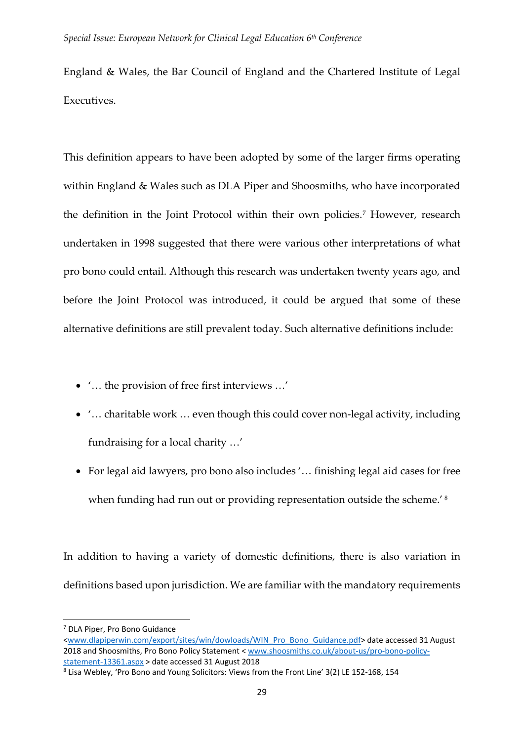England & Wales, the Bar Council of England and the Chartered Institute of Legal Executives.

This definition appears to have been adopted by some of the larger firms operating within England & Wales such as DLA Piper and Shoosmiths, who have incorporated the definition in the Joint Protocol within their own policies.[7] However, research undertaken in 1998 suggested that there were various other interpretations of what pro bono could entail. Although this research was undertaken twenty years ago, and before the Joint Protocol was introduced, it could be argued that some of these alternative definitions are still prevalent today. Such alternative definitions include:

- '… the provision of free first interviews …'
- '… charitable work … even though this could cover non-legal activity, including fundraising for a local charity …'
- For legal aid lawyers, pro bono also includes '… finishing legal aid cases for free when funding had run out or providing representation outside the scheme.'[8]

In addition to having a variety of domestic definitions, there is also variation in definitions based upon jurisdiction. We are familiar with the mandatory requirements

---

[7] DLA Piper, Pro Bono Guidance <www.dlapiperwin.com/export/sites/win/dowloads/WIN_Pro_Bono_Guidance.pdf> date accessed 31 August 2018 and Shoosmiths, Pro Bono Policy Statement < www.shoosmiths.co.uk/about-us/pro-bono-policy-statement-13361.aspx > date accessed 31 August 2018

[8] Lisa Webley, 'Pro Bono and Young Solicitors: Views from the Front Line' 3(2) LE 152-168, 154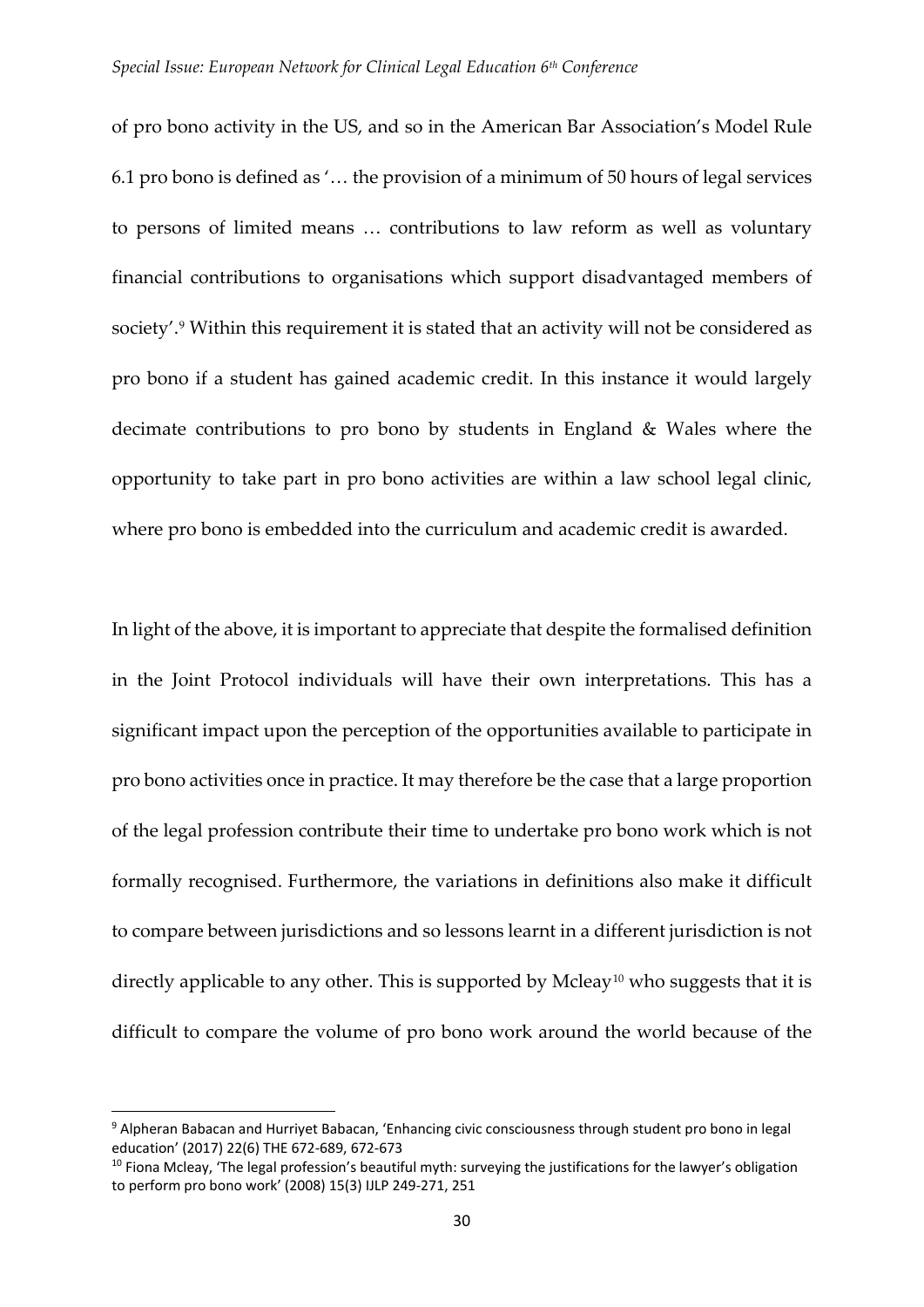of pro bono activity in the US, and so in the American Bar Association's Model Rule 6.1 pro bono is defined as '… the provision of a minimum of 50 hours of legal services to persons of limited means … contributions to law reform as well as voluntary financial contributions to organisations which support disadvantaged members of society'.[9] Within this requirement it is stated that an activity will not be considered as pro bono if a student has gained academic credit. In this instance it would largely decimate contributions to pro bono by students in England & Wales where the opportunity to take part in pro bono activities are within a law school legal clinic, where pro bono is embedded into the curriculum and academic credit is awarded.

In light of the above, it is important to appreciate that despite the formalised definition in the Joint Protocol individuals will have their own interpretations. This has a significant impact upon the perception of the opportunities available to participate in pro bono activities once in practice. It may therefore be the case that a large proportion of the legal profession contribute their time to undertake pro bono work which is not formally recognised. Furthermore, the variations in definitions also make it difficult to compare between jurisdictions and so lessons learnt in a different jurisdiction is not directly applicable to any other. This is supported by Mcleay[10] who suggests that it is difficult to compare the volume of pro bono work around the world because of the

[9] Alpheran Babacan and Hurriyet Babacan, 'Enhancing civic consciousness through student pro bono in legal education' (2017) 22(6) THE 672-689, 672-673

[10] Fiona Mcleay, 'The legal profession's beautiful myth: surveying the justifications for the lawyer's obligation to perform pro bono work' (2008) 15(3) IJLP 249-271, 251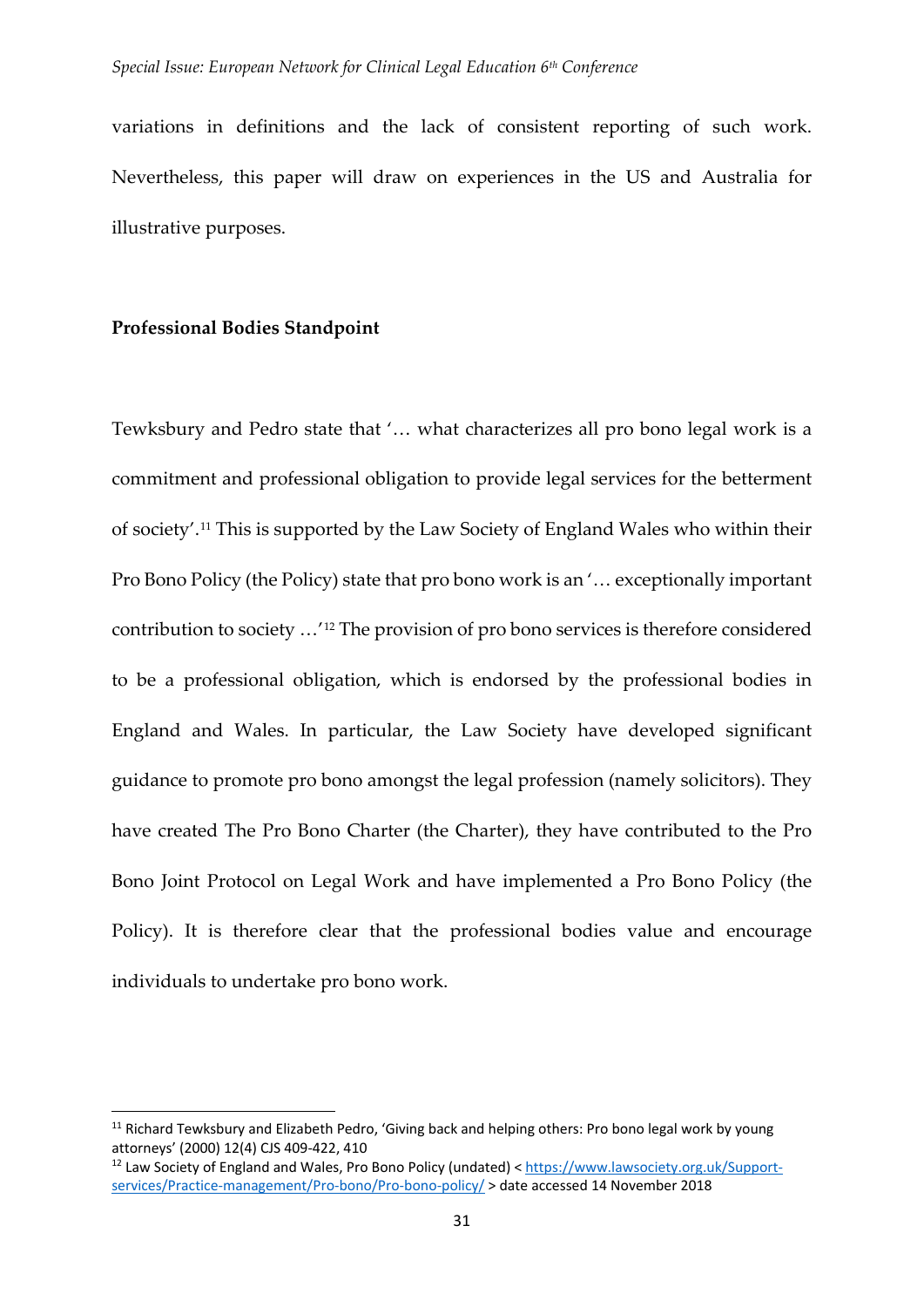variations in definitions and the lack of consistent reporting of such work. Nevertheless, this paper will draw on experiences in the US and Australia for illustrative purposes.

**Professional Bodies Standpoint**

Tewksbury and Pedro state that '… what characterizes all pro bono legal work is a commitment and professional obligation to provide legal services for the betterment of society'.[11] This is supported by the Law Society of England Wales who within their Pro Bono Policy (the Policy) state that pro bono work is an '… exceptionally important contribution to society …'[12] The provision of pro bono services is therefore considered to be a professional obligation, which is endorsed by the professional bodies in England and Wales. In particular, the Law Society have developed significant guidance to promote pro bono amongst the legal profession (namely solicitors). They have created The Pro Bono Charter (the Charter), they have contributed to the Pro Bono Joint Protocol on Legal Work and have implemented a Pro Bono Policy (the Policy). It is therefore clear that the professional bodies value and encourage individuals to undertake pro bono work.

---

[11] Richard Tewksbury and Elizabeth Pedro, 'Giving back and helping others: Pro bono legal work by young attorneys' (2000) 12(4) CJS 409-422, 410

[12] Law Society of England and Wales, Pro Bono Policy (undated) < https://www.lawsociety.org.uk/Support-services/Practice-management/Pro-bono/Pro-bono-policy/ > date accessed 14 November 2018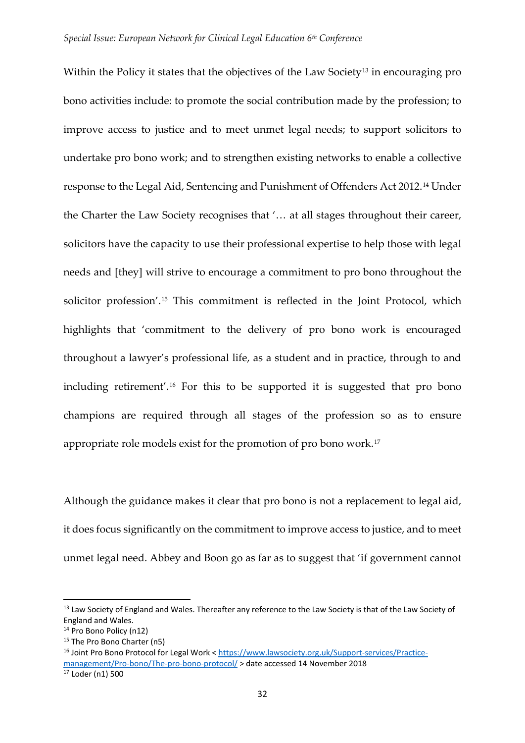Within the Policy it states that the objectives of the Law Society[13] in encouraging pro bono activities include: to promote the social contribution made by the profession; to improve access to justice and to meet unmet legal needs; to support solicitors to undertake pro bono work; and to strengthen existing networks to enable a collective response to the Legal Aid, Sentencing and Punishment of Offenders Act 2012.[14] Under the Charter the Law Society recognises that '… at all stages throughout their career, solicitors have the capacity to use their professional expertise to help those with legal needs and [they] will strive to encourage a commitment to pro bono throughout the solicitor profession'.[15] This commitment is reflected in the Joint Protocol, which highlights that 'commitment to the delivery of pro bono work is encouraged throughout a lawyer's professional life, as a student and in practice, through to and including retirement'.[16] For this to be supported it is suggested that pro bono champions are required through all stages of the profession so as to ensure appropriate role models exist for the promotion of pro bono work.[17]

Although the guidance makes it clear that pro bono is not a replacement to legal aid, it does focus significantly on the commitment to improve access to justice, and to meet unmet legal need. Abbey and Boon go as far as to suggest that 'if government cannot

---

[13] Law Society of England and Wales. Thereafter any reference to the Law Society is that of the Law Society of England and Wales.

[14] Pro Bono Policy (n12)

[15] The Pro Bono Charter (n5)

[16] Joint Pro Bono Protocol for Legal Work < https://www.lawsociety.org.uk/Support-services/Practice-management/Pro-bono/The-pro-bono-protocol/ > date accessed 14 November 2018

[17] Loder (n1) 500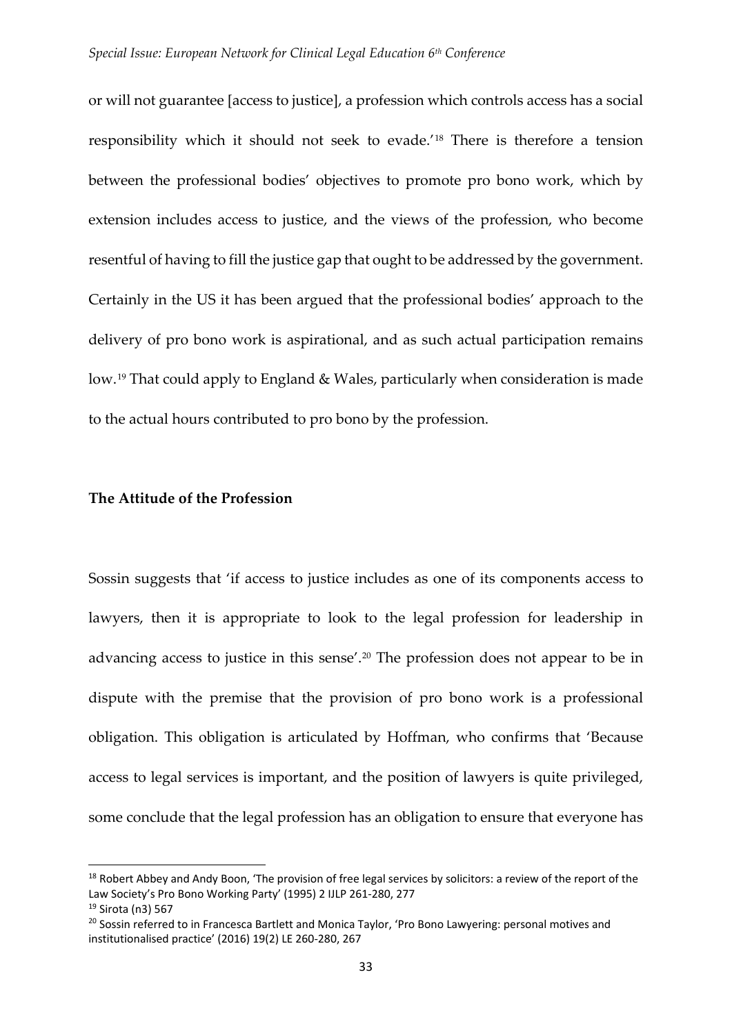or will not guarantee [access to justice], a profession which controls access has a social responsibility which it should not seek to evade.'[18] There is therefore a tension between the professional bodies' objectives to promote pro bono work, which by extension includes access to justice, and the views of the profession, who become resentful of having to fill the justice gap that ought to be addressed by the government. Certainly in the US it has been argued that the professional bodies' approach to the delivery of pro bono work is aspirational, and as such actual participation remains low.[19] That could apply to England & Wales, particularly when consideration is made to the actual hours contributed to pro bono by the profession.

## The Attitude of the Profession

Sossin suggests that 'if access to justice includes as one of its components access to lawyers, then it is appropriate to look to the legal profession for leadership in advancing access to justice in this sense'.[20] The profession does not appear to be in dispute with the premise that the provision of pro bono work is a professional obligation. This obligation is articulated by Hoffman, who confirms that 'Because access to legal services is important, and the position of lawyers is quite privileged, some conclude that the legal profession has an obligation to ensure that everyone has

---

[18] Robert Abbey and Andy Boon, 'The provision of free legal services by solicitors: a review of the report of the Law Society's Pro Bono Working Party' (1995) 2 IJLP 261-280, 277

[19] Sirota (n3) 567

[20] Sossin referred to in Francesca Bartlett and Monica Taylor, 'Pro Bono Lawyering: personal motives and institutionalised practice' (2016) 19(2) LE 260-280, 267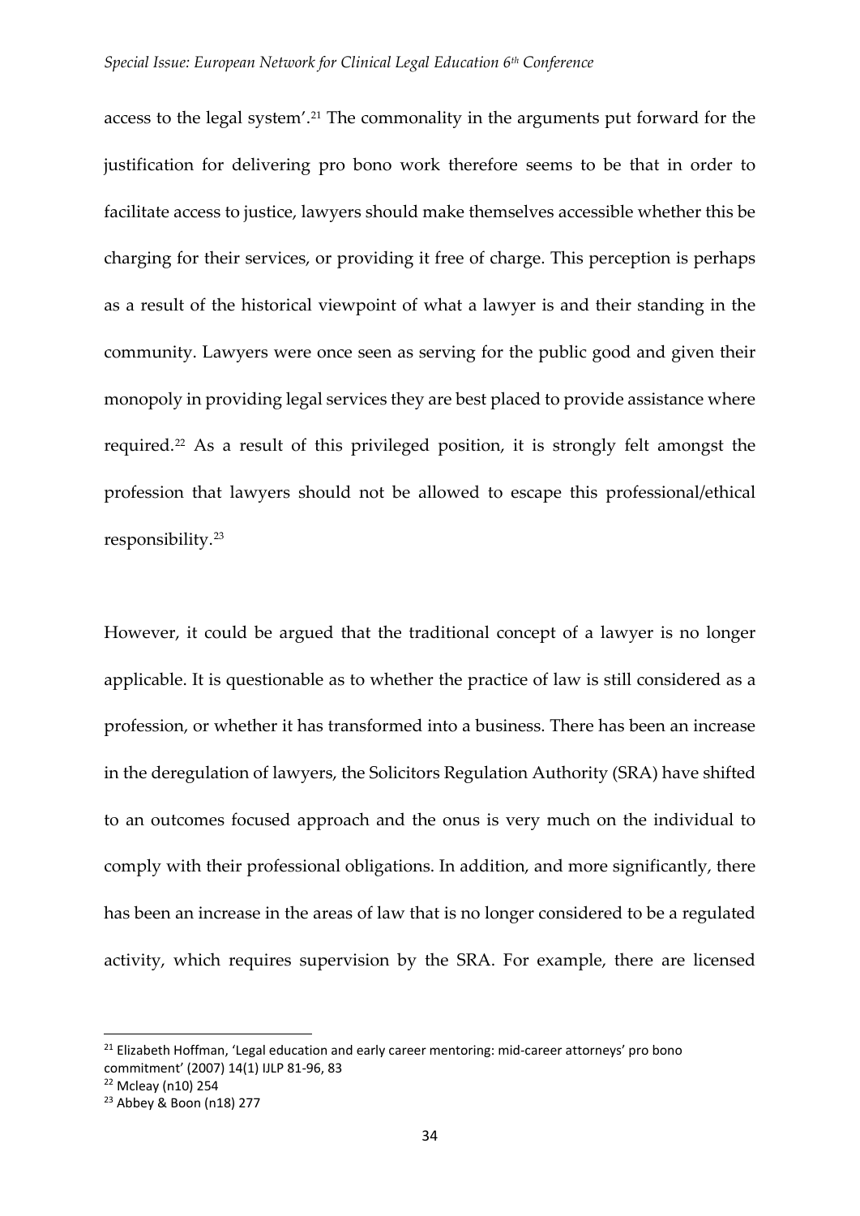access to the legal system'.[21] The commonality in the arguments put forward for the justification for delivering pro bono work therefore seems to be that in order to facilitate access to justice, lawyers should make themselves accessible whether this be charging for their services, or providing it free of charge. This perception is perhaps as a result of the historical viewpoint of what a lawyer is and their standing in the community. Lawyers were once seen as serving for the public good and given their monopoly in providing legal services they are best placed to provide assistance where required.[22] As a result of this privileged position, it is strongly felt amongst the profession that lawyers should not be allowed to escape this professional/ethical responsibility.[23]

However, it could be argued that the traditional concept of a lawyer is no longer applicable. It is questionable as to whether the practice of law is still considered as a profession, or whether it has transformed into a business. There has been an increase in the deregulation of lawyers, the Solicitors Regulation Authority (SRA) have shifted to an outcomes focused approach and the onus is very much on the individual to comply with their professional obligations. In addition, and more significantly, there has been an increase in the areas of law that is no longer considered to be a regulated activity, which requires supervision by the SRA. For example, there are licensed

---

[21] Elizabeth Hoffman, 'Legal education and early career mentoring: mid-career attorneys' pro bono commitment' (2007) 14(1) IJLP 81-96, 83

[22] Mcleay (n10) 254

[23] Abbey & Boon (n18) 277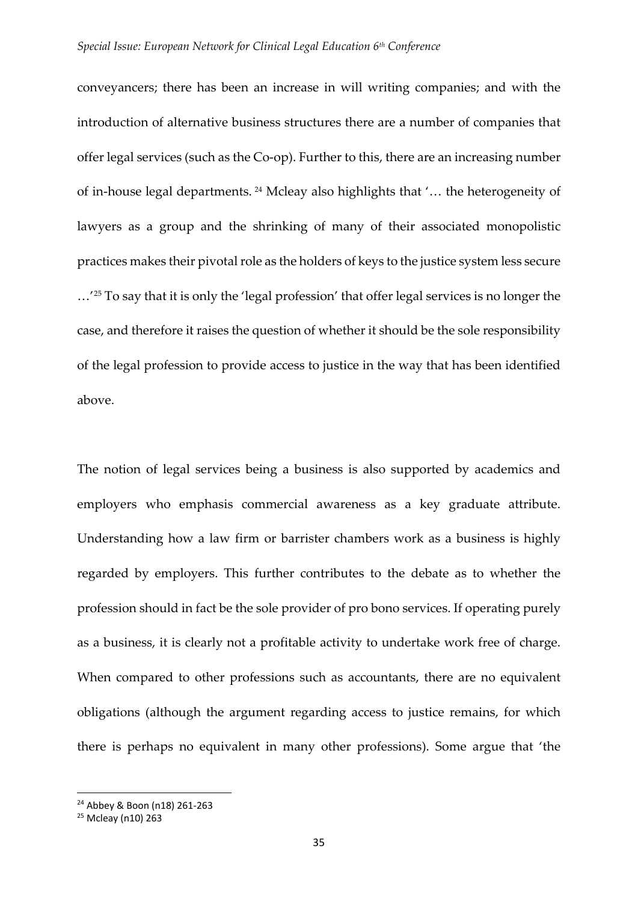conveyancers; there has been an increase in will writing companies; and with the introduction of alternative business structures there are a number of companies that offer legal services (such as the Co-op). Further to this, there are an increasing number of in-house legal departments. [24] Mcleay also highlights that '… the heterogeneity of lawyers as a group and the shrinking of many of their associated monopolistic practices makes their pivotal role as the holders of keys to the justice system less secure …'[25] To say that it is only the 'legal profession' that offer legal services is no longer the case, and therefore it raises the question of whether it should be the sole responsibility of the legal profession to provide access to justice in the way that has been identified above.

The notion of legal services being a business is also supported by academics and employers who emphasis commercial awareness as a key graduate attribute. Understanding how a law firm or barrister chambers work as a business is highly regarded by employers. This further contributes to the debate as to whether the profession should in fact be the sole provider of pro bono services. If operating purely as a business, it is clearly not a profitable activity to undertake work free of charge. When compared to other professions such as accountants, there are no equivalent obligations (although the argument regarding access to justice remains, for which there is perhaps no equivalent in many other professions). Some argue that 'the

[24] Abbey & Boon (n18) 261-263

[25] Mcleay (n10) 263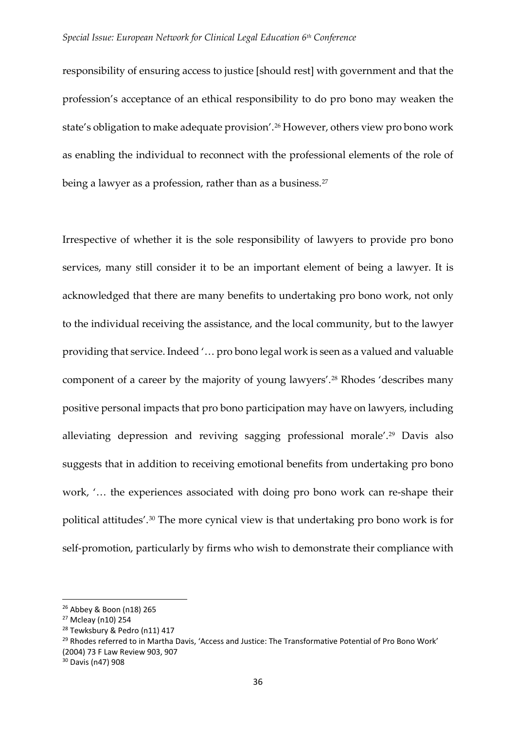responsibility of ensuring access to justice [should rest] with government and that the profession's acceptance of an ethical responsibility to do pro bono may weaken the state's obligation to make adequate provision'.[26] However, others view pro bono work as enabling the individual to reconnect with the professional elements of the role of being a lawyer as a profession, rather than as a business.[27]

Irrespective of whether it is the sole responsibility of lawyers to provide pro bono services, many still consider it to be an important element of being a lawyer. It is acknowledged that there are many benefits to undertaking pro bono work, not only to the individual receiving the assistance, and the local community, but to the lawyer providing that service. Indeed '… pro bono legal work is seen as a valued and valuable component of a career by the majority of young lawyers'.[28] Rhodes 'describes many positive personal impacts that pro bono participation may have on lawyers, including alleviating depression and reviving sagging professional morale'.[29] Davis also suggests that in addition to receiving emotional benefits from undertaking pro bono work, '… the experiences associated with doing pro bono work can re-shape their political attitudes'.[30] The more cynical view is that undertaking pro bono work is for self-promotion, particularly by firms who wish to demonstrate their compliance with

---

[26] Abbey & Boon (n18) 265

[27] Mcleay (n10) 254

[28] Tewksbury & Pedro (n11) 417

[29] Rhodes referred to in Martha Davis, 'Access and Justice: The Transformative Potential of Pro Bono Work' (2004) 73 F Law Review 903, 907

[30] Davis (n47) 908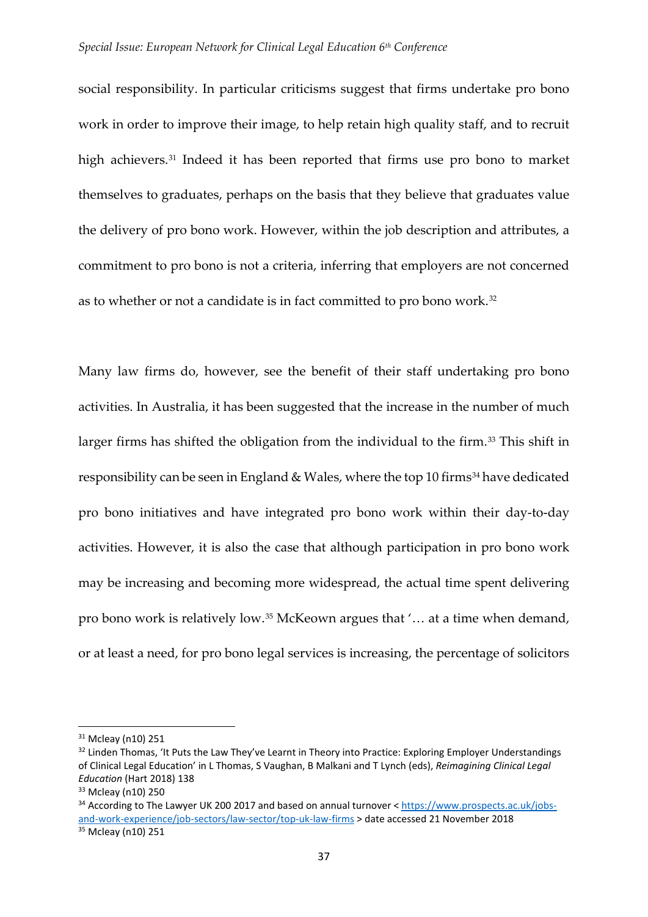social responsibility. In particular criticisms suggest that firms undertake pro bono work in order to improve their image, to help retain high quality staff, and to recruit high achievers.[31] Indeed it has been reported that firms use pro bono to market themselves to graduates, perhaps on the basis that they believe that graduates value the delivery of pro bono work. However, within the job description and attributes, a commitment to pro bono is not a criteria, inferring that employers are not concerned as to whether or not a candidate is in fact committed to pro bono work.[32]

Many law firms do, however, see the benefit of their staff undertaking pro bono activities. In Australia, it has been suggested that the increase in the number of much larger firms has shifted the obligation from the individual to the firm.[33] This shift in responsibility can be seen in England & Wales, where the top 10 firms[34] have dedicated pro bono initiatives and have integrated pro bono work within their day-to-day activities. However, it is also the case that although participation in pro bono work may be increasing and becoming more widespread, the actual time spent delivering pro bono work is relatively low.[35] McKeown argues that '… at a time when demand, or at least a need, for pro bono legal services is increasing, the percentage of solicitors

---

[31] Mcleay (n10) 251

[32] Linden Thomas, 'It Puts the Law They've Learnt in Theory into Practice: Exploring Employer Understandings of Clinical Legal Education' in L Thomas, S Vaughan, B Malkani and T Lynch (eds), *Reimagining Clinical Legal Education* (Hart 2018) 138

[33] Mcleay (n10) 250

[34] According to The Lawyer UK 200 2017 and based on annual turnover < https://www.prospects.ac.uk/jobs-and-work-experience/job-sectors/law-sector/top-uk-law-firms > date accessed 21 November 2018

[35] Mcleay (n10) 251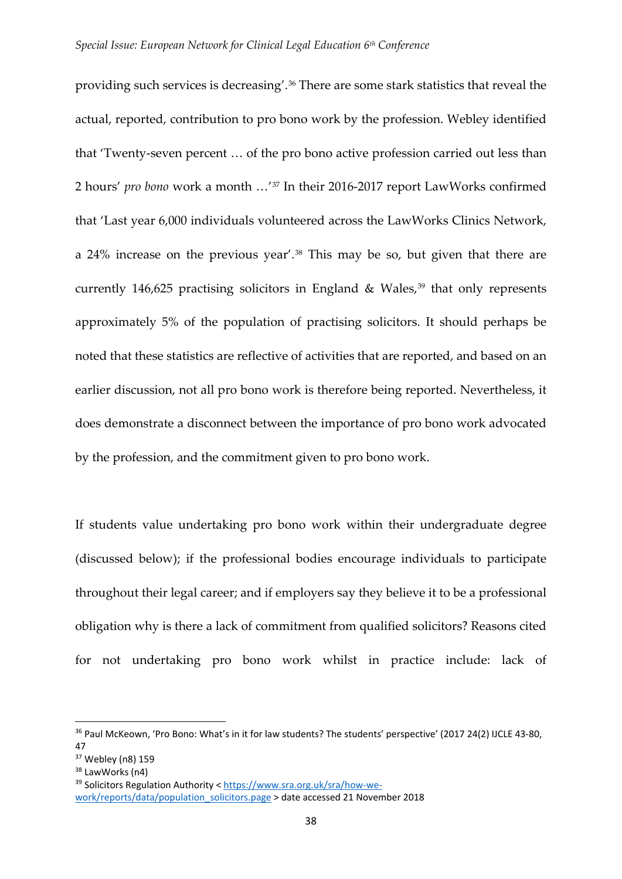providing such services is decreasing'.[36] There are some stark statistics that reveal the actual, reported, contribution to pro bono work by the profession. Webley identified that 'Twenty-seven percent … of the pro bono active profession carried out less than 2 hours' *pro bono* work a month …'[37] In their 2016-2017 report LawWorks confirmed that 'Last year 6,000 individuals volunteered across the LawWorks Clinics Network, a 24% increase on the previous year'.[38] This may be so, but given that there are currently 146,625 practising solicitors in England & Wales,[39] that only represents approximately 5% of the population of practising solicitors. It should perhaps be noted that these statistics are reflective of activities that are reported, and based on an earlier discussion, not all pro bono work is therefore being reported. Nevertheless, it does demonstrate a disconnect between the importance of pro bono work advocated by the profession, and the commitment given to pro bono work.

If students value undertaking pro bono work within their undergraduate degree (discussed below); if the professional bodies encourage individuals to participate throughout their legal career; and if employers say they believe it to be a professional obligation why is there a lack of commitment from qualified solicitors? Reasons cited for not undertaking pro bono work whilst in practice include: lack of

---

[36] Paul McKeown, 'Pro Bono: What's in it for law students? The students' perspective' (2017 24(2) IJCLE 43-80, 47

[37] Webley (n8) 159

[38] LawWorks (n4)

[39] Solicitors Regulation Authority < https://www.sra.org.uk/sra/how-we-work/reports/data/population_solicitors.page > date accessed 21 November 2018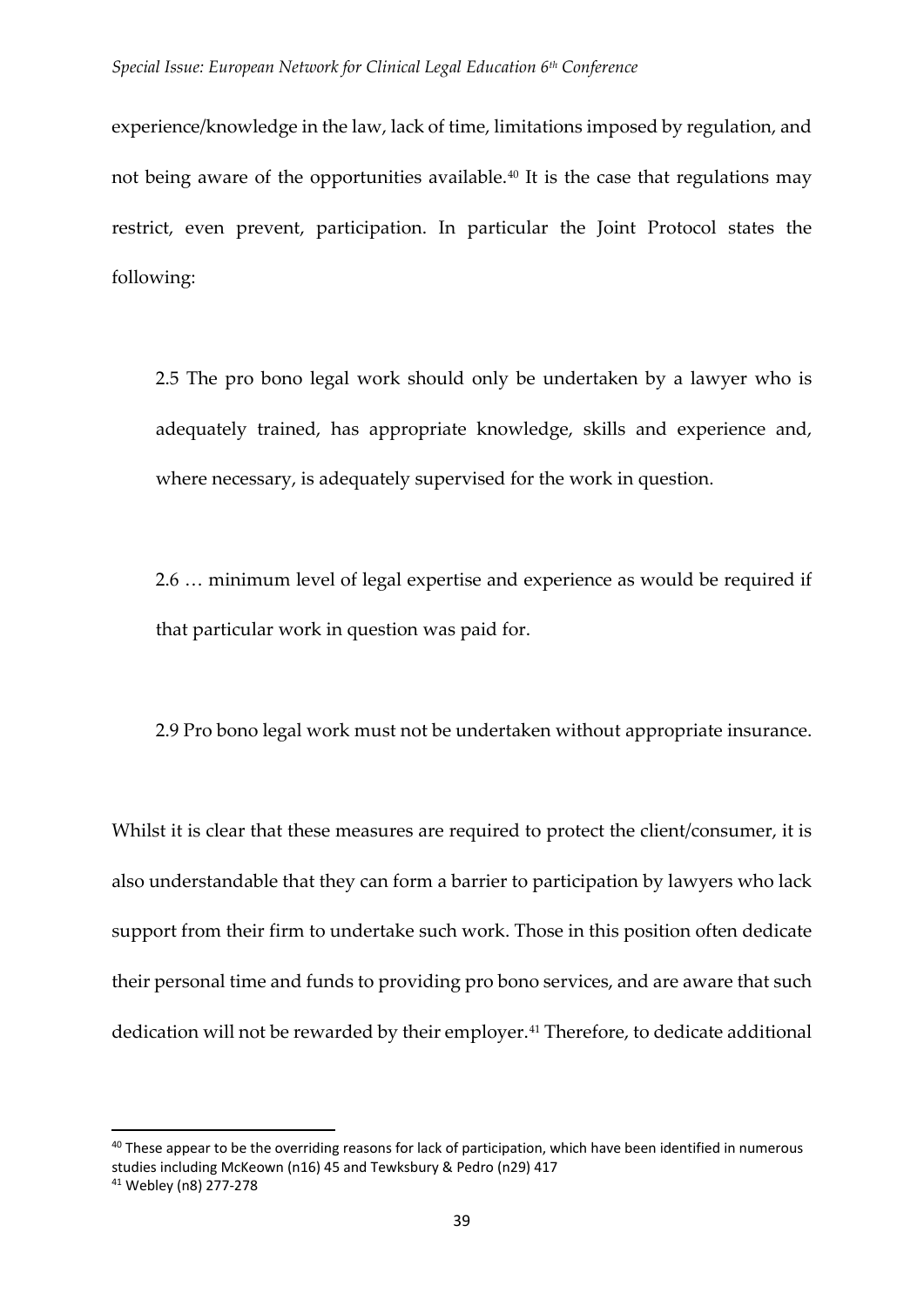experience/knowledge in the law, lack of time, limitations imposed by regulation, and not being aware of the opportunities available.[40] It is the case that regulations may restrict, even prevent, participation. In particular the Joint Protocol states the following:

> 2.5 The pro bono legal work should only be undertaken by a lawyer who is adequately trained, has appropriate knowledge, skills and experience and, where necessary, is adequately supervised for the work in question.
>
> 2.6 … minimum level of legal expertise and experience as would be required if that particular work in question was paid for.
>
> 2.9 Pro bono legal work must not be undertaken without appropriate insurance.

Whilst it is clear that these measures are required to protect the client/consumer, it is also understandable that they can form a barrier to participation by lawyers who lack support from their firm to undertake such work. Those in this position often dedicate their personal time and funds to providing pro bono services, and are aware that such dedication will not be rewarded by their employer.[41] Therefore, to dedicate additional

---

[40] These appear to be the overriding reasons for lack of participation, which have been identified in numerous studies including McKeown (n16) 45 and Tewksbury & Pedro (n29) 417

[41] Webley (n8) 277-278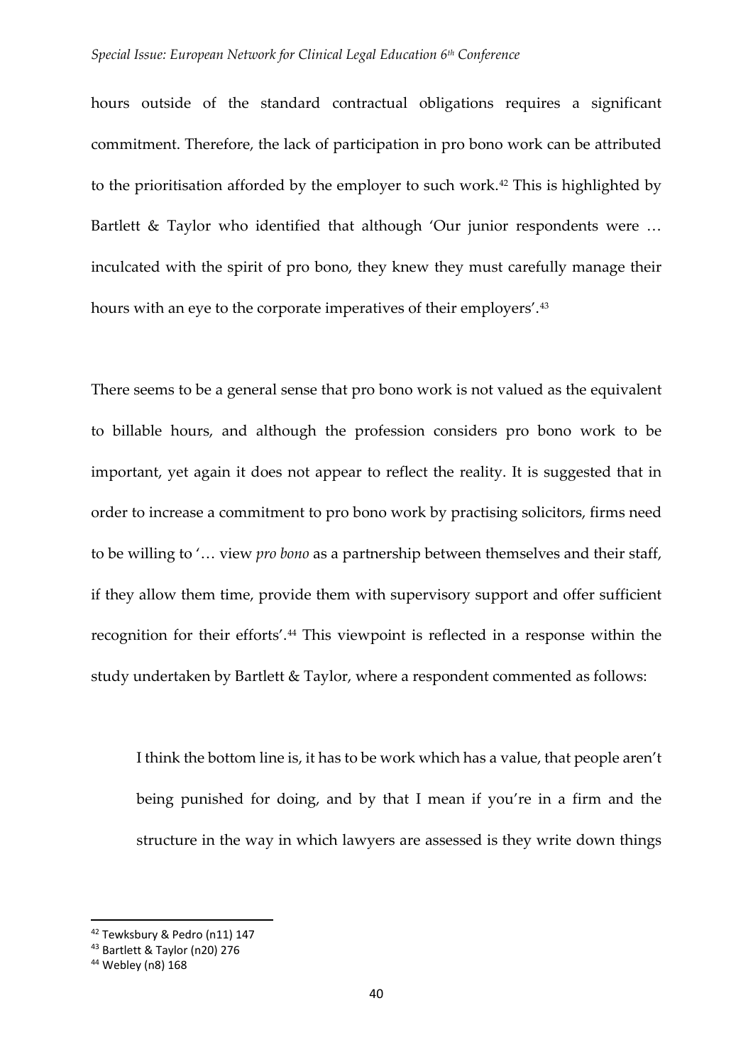hours outside of the standard contractual obligations requires a significant commitment. Therefore, the lack of participation in pro bono work can be attributed to the prioritisation afforded by the employer to such work.[42] This is highlighted by Bartlett & Taylor who identified that although 'Our junior respondents were … inculcated with the spirit of pro bono, they knew they must carefully manage their hours with an eye to the corporate imperatives of their employers'.[43]

There seems to be a general sense that pro bono work is not valued as the equivalent to billable hours, and although the profession considers pro bono work to be important, yet again it does not appear to reflect the reality. It is suggested that in order to increase a commitment to pro bono work by practising solicitors, firms need to be willing to '… view *pro bono* as a partnership between themselves and their staff, if they allow them time, provide them with supervisory support and offer sufficient recognition for their efforts'.[44] This viewpoint is reflected in a response within the study undertaken by Bartlett & Taylor, where a respondent commented as follows:

> I think the bottom line is, it has to be work which has a value, that people aren't being punished for doing, and by that I mean if you're in a firm and the structure in the way in which lawyers are assessed is they write down things

---

[42] Tewksbury & Pedro (n11) 147

[43] Bartlett & Taylor (n20) 276

[44] Webley (n8) 168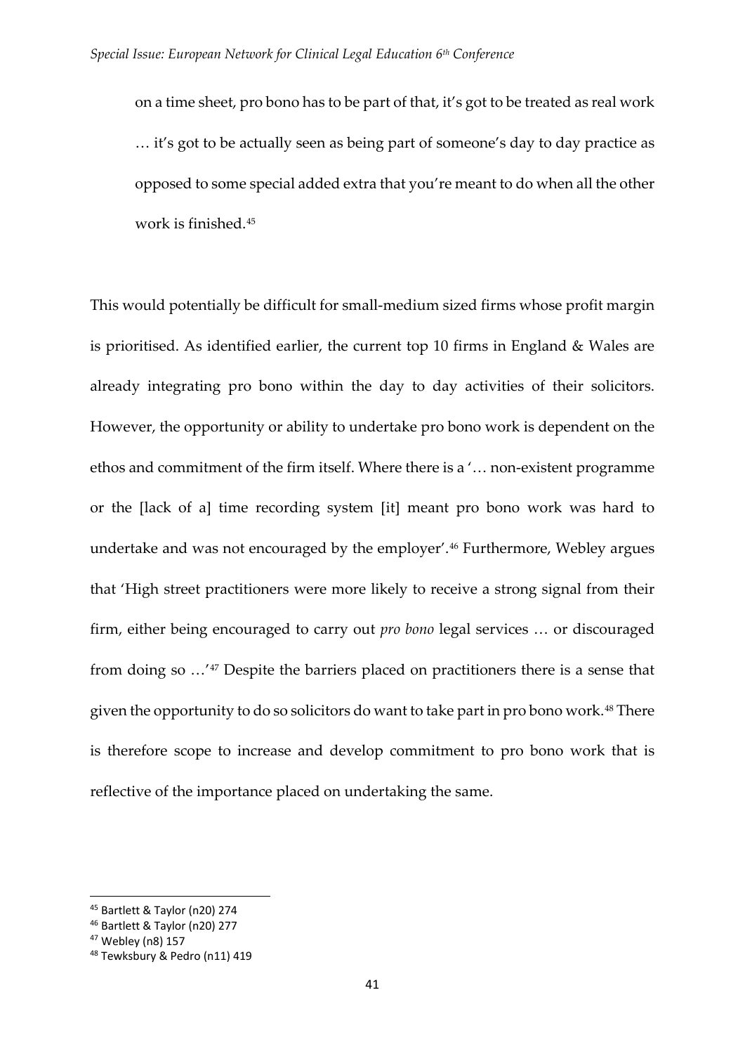> on a time sheet, pro bono has to be part of that, it's got to be treated as real work … it's got to be actually seen as being part of someone's day to day practice as opposed to some special added extra that you're meant to do when all the other work is finished.[45]

This would potentially be difficult for small-medium sized firms whose profit margin is prioritised. As identified earlier, the current top 10 firms in England & Wales are already integrating pro bono within the day to day activities of their solicitors. However, the opportunity or ability to undertake pro bono work is dependent on the ethos and commitment of the firm itself. Where there is a '… non-existent programme or the [lack of a] time recording system [it] meant pro bono work was hard to undertake and was not encouraged by the employer'.[46] Furthermore, Webley argues that 'High street practitioners were more likely to receive a strong signal from their firm, either being encouraged to carry out *pro bono* legal services … or discouraged from doing so …'[47] Despite the barriers placed on practitioners there is a sense that given the opportunity to do so solicitors do want to take part in pro bono work.[48] There is therefore scope to increase and develop commitment to pro bono work that is reflective of the importance placed on undertaking the same.

---

[45] Bartlett & Taylor (n20) 274

[46] Bartlett & Taylor (n20) 277

[47] Webley (n8) 157

[48] Tewksbury & Pedro (n11) 419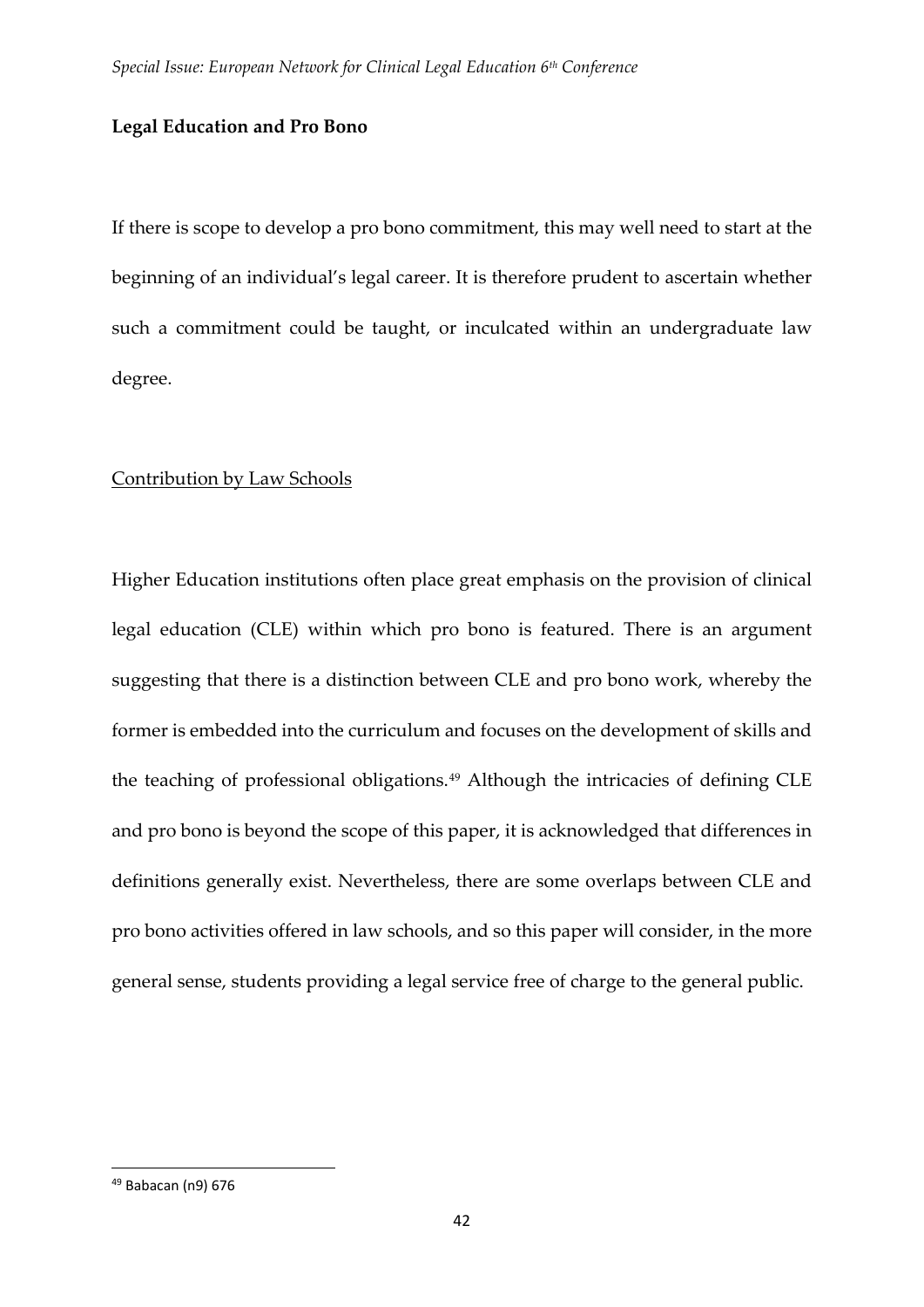**Legal Education and Pro Bono**

If there is scope to develop a pro bono commitment, this may well need to start at the beginning of an individual's legal career. It is therefore prudent to ascertain whether such a commitment could be taught, or inculcated within an undergraduate law degree.

<u>Contribution by Law Schools</u>

Higher Education institutions often place great emphasis on the provision of clinical legal education (CLE) within which pro bono is featured. There is an argument suggesting that there is a distinction between CLE and pro bono work, whereby the former is embedded into the curriculum and focuses on the development of skills and the teaching of professional obligations.[49] Although the intricacies of defining CLE and pro bono is beyond the scope of this paper, it is acknowledged that differences in definitions generally exist. Nevertheless, there are some overlaps between CLE and pro bono activities offered in law schools, and so this paper will consider, in the more general sense, students providing a legal service free of charge to the general public.

[49] Babacan (n9) 676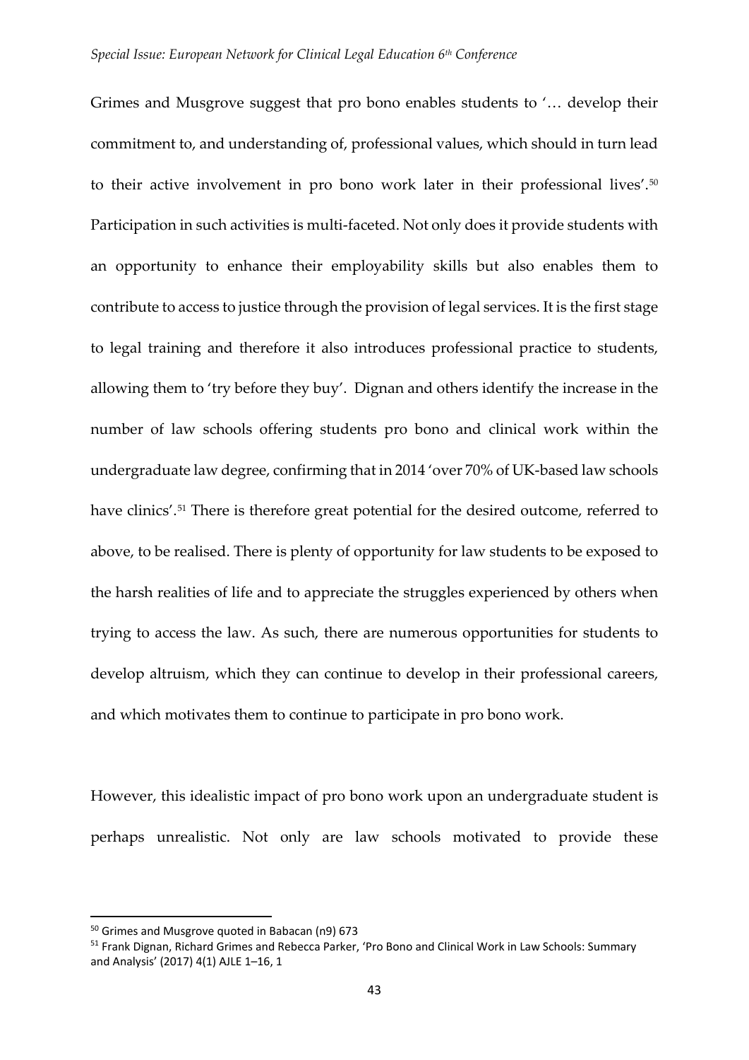Grimes and Musgrove suggest that pro bono enables students to '… develop their commitment to, and understanding of, professional values, which should in turn lead to their active involvement in pro bono work later in their professional lives'.[50] Participation in such activities is multi-faceted. Not only does it provide students with an opportunity to enhance their employability skills but also enables them to contribute to access to justice through the provision of legal services. It is the first stage to legal training and therefore it also introduces professional practice to students, allowing them to 'try before they buy'. Dignan and others identify the increase in the number of law schools offering students pro bono and clinical work within the undergraduate law degree, confirming that in 2014 'over 70% of UK-based law schools have clinics'.[51] There is therefore great potential for the desired outcome, referred to above, to be realised. There is plenty of opportunity for law students to be exposed to the harsh realities of life and to appreciate the struggles experienced by others when trying to access the law. As such, there are numerous opportunities for students to develop altruism, which they can continue to develop in their professional careers, and which motivates them to continue to participate in pro bono work.

However, this idealistic impact of pro bono work upon an undergraduate student is perhaps unrealistic. Not only are law schools motivated to provide these

---

[50] Grimes and Musgrove quoted in Babacan (n9) 673

[51] Frank Dignan, Richard Grimes and Rebecca Parker, 'Pro Bono and Clinical Work in Law Schools: Summary and Analysis' (2017) 4(1) AJLE 1–16, 1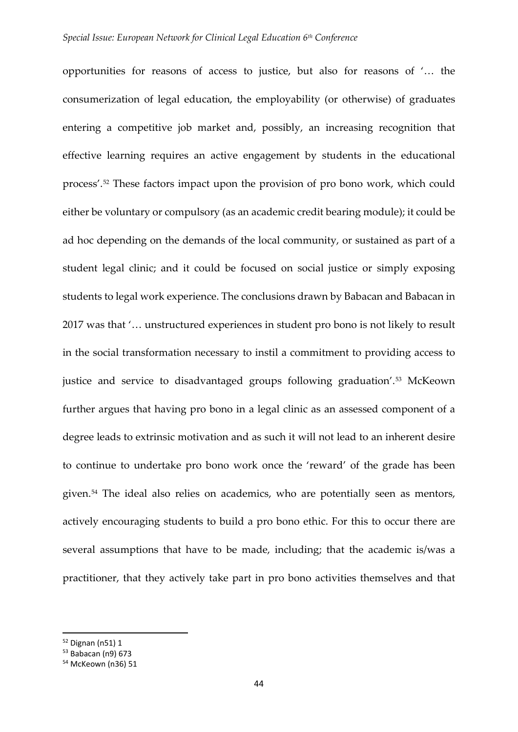opportunities for reasons of access to justice, but also for reasons of '… the consumerization of legal education, the employability (or otherwise) of graduates entering a competitive job market and, possibly, an increasing recognition that effective learning requires an active engagement by students in the educational process'.[52] These factors impact upon the provision of pro bono work, which could either be voluntary or compulsory (as an academic credit bearing module); it could be ad hoc depending on the demands of the local community, or sustained as part of a student legal clinic; and it could be focused on social justice or simply exposing students to legal work experience. The conclusions drawn by Babacan and Babacan in 2017 was that '… unstructured experiences in student pro bono is not likely to result in the social transformation necessary to instil a commitment to providing access to justice and service to disadvantaged groups following graduation'.[53] McKeown further argues that having pro bono in a legal clinic as an assessed component of a degree leads to extrinsic motivation and as such it will not lead to an inherent desire to continue to undertake pro bono work once the 'reward' of the grade has been given.[54] The ideal also relies on academics, who are potentially seen as mentors, actively encouraging students to build a pro bono ethic. For this to occur there are several assumptions that have to be made, including; that the academic is/was a practitioner, that they actively take part in pro bono activities themselves and that

---

[52] Dignan (n51) 1

[53] Babacan (n9) 673

[54] McKeown (n36) 51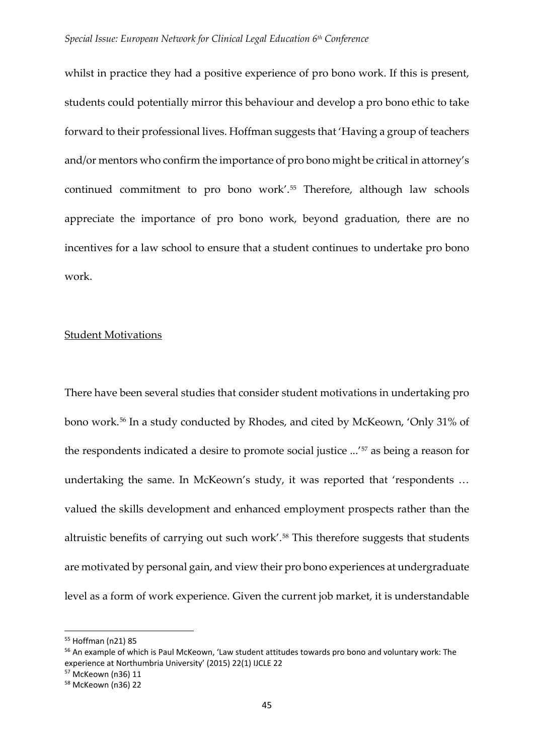whilst in practice they had a positive experience of pro bono work. If this is present, students could potentially mirror this behaviour and develop a pro bono ethic to take forward to their professional lives. Hoffman suggests that 'Having a group of teachers and/or mentors who confirm the importance of pro bono might be critical in attorney's continued commitment to pro bono work'.[55] Therefore, although law schools appreciate the importance of pro bono work, beyond graduation, there are no incentives for a law school to ensure that a student continues to undertake pro bono work.

Student Motivations

There have been several studies that consider student motivations in undertaking pro bono work.[56] In a study conducted by Rhodes, and cited by McKeown, 'Only 31% of the respondents indicated a desire to promote social justice ...'[57] as being a reason for undertaking the same. In McKeown's study, it was reported that 'respondents … valued the skills development and enhanced employment prospects rather than the altruistic benefits of carrying out such work'.[58] This therefore suggests that students are motivated by personal gain, and view their pro bono experiences at undergraduate level as a form of work experience. Given the current job market, it is understandable

---

[55] Hoffman (n21) 85

[56] An example of which is Paul McKeown, 'Law student attitudes towards pro bono and voluntary work: The experience at Northumbria University' (2015) 22(1) IJCLE 22

[57] McKeown (n36) 11

[58] McKeown (n36) 22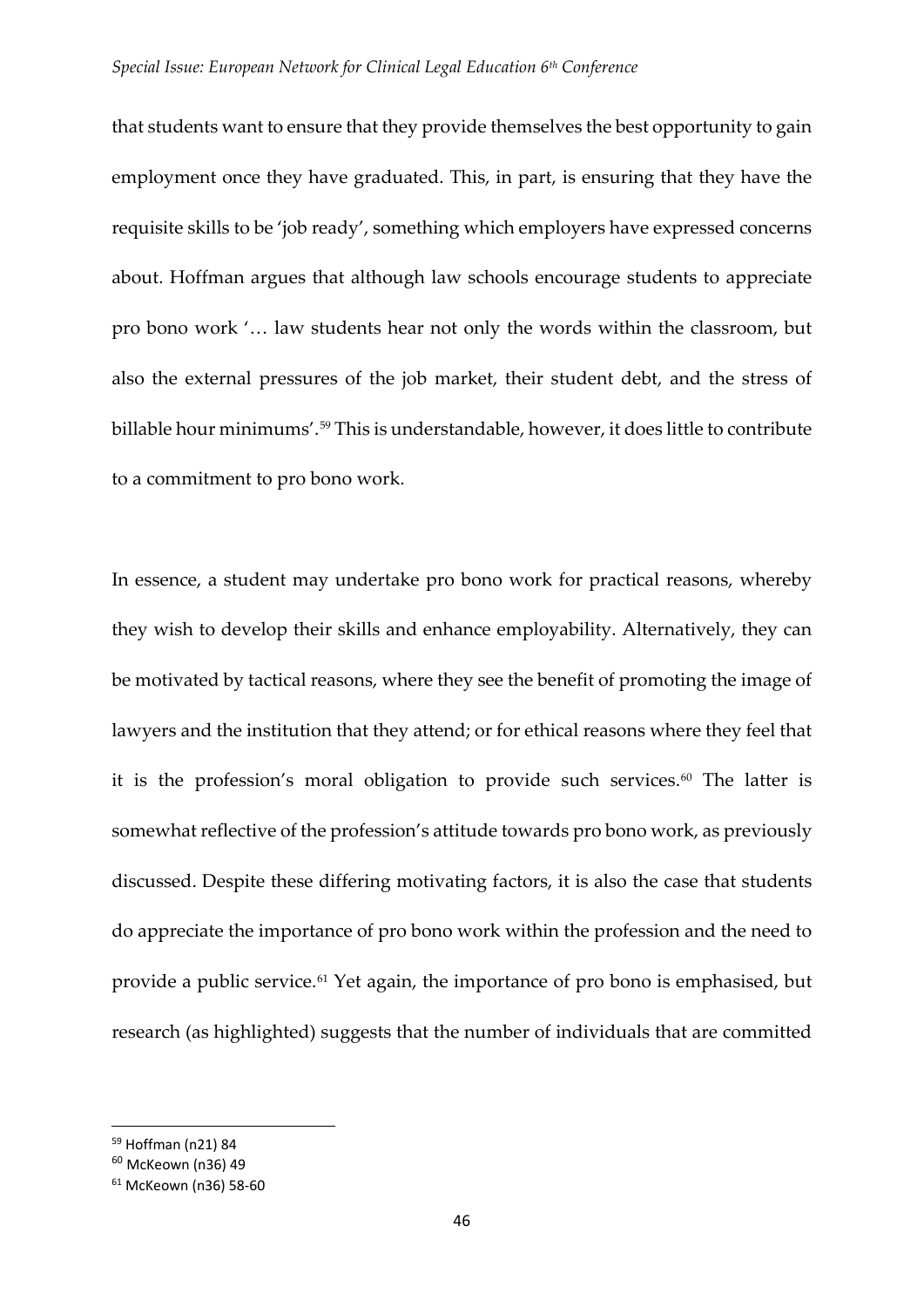that students want to ensure that they provide themselves the best opportunity to gain employment once they have graduated. This, in part, is ensuring that they have the requisite skills to be 'job ready', something which employers have expressed concerns about. Hoffman argues that although law schools encourage students to appreciate pro bono work '… law students hear not only the words within the classroom, but also the external pressures of the job market, their student debt, and the stress of billable hour minimums'.[59] This is understandable, however, it does little to contribute to a commitment to pro bono work.

In essence, a student may undertake pro bono work for practical reasons, whereby they wish to develop their skills and enhance employability. Alternatively, they can be motivated by tactical reasons, where they see the benefit of promoting the image of lawyers and the institution that they attend; or for ethical reasons where they feel that it is the profession's moral obligation to provide such services.[60] The latter is somewhat reflective of the profession's attitude towards pro bono work, as previously discussed. Despite these differing motivating factors, it is also the case that students do appreciate the importance of pro bono work within the profession and the need to provide a public service.[61] Yet again, the importance of pro bono is emphasised, but research (as highlighted) suggests that the number of individuals that are committed

---

[59] Hoffman (n21) 84

[60] McKeown (n36) 49

[61] McKeown (n36) 58-60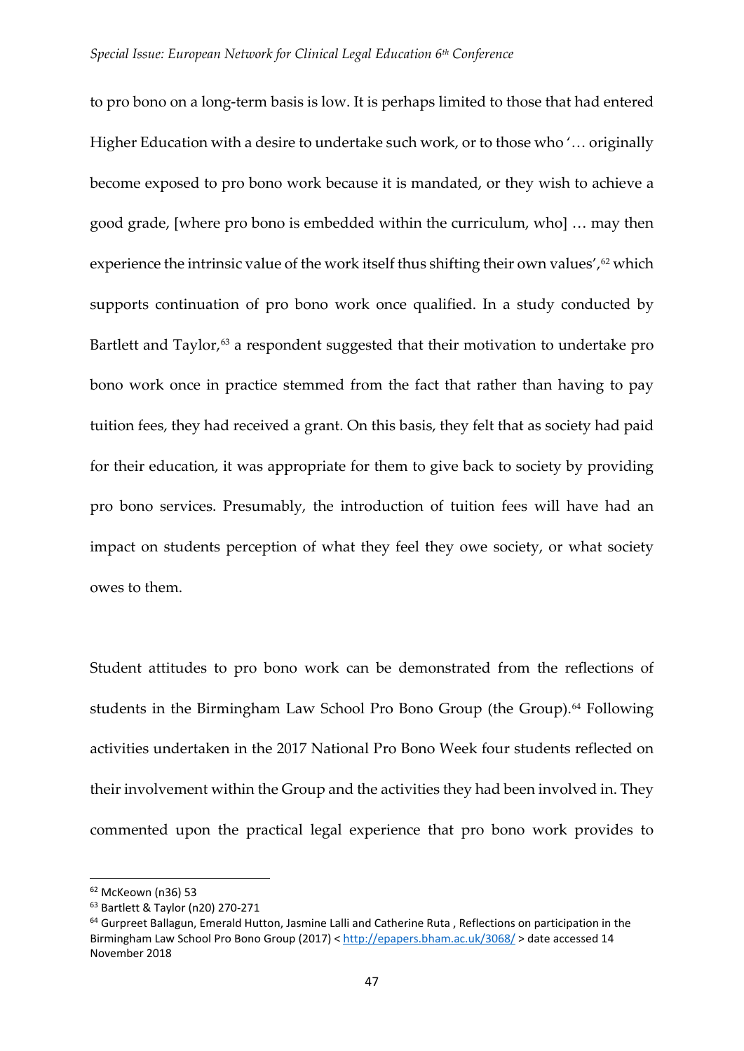to pro bono on a long-term basis is low. It is perhaps limited to those that had entered Higher Education with a desire to undertake such work, or to those who '… originally become exposed to pro bono work because it is mandated, or they wish to achieve a good grade, [where pro bono is embedded within the curriculum, who] … may then experience the intrinsic value of the work itself thus shifting their own values',[62] which supports continuation of pro bono work once qualified. In a study conducted by Bartlett and Taylor,[63] a respondent suggested that their motivation to undertake pro bono work once in practice stemmed from the fact that rather than having to pay tuition fees, they had received a grant. On this basis, they felt that as society had paid for their education, it was appropriate for them to give back to society by providing pro bono services. Presumably, the introduction of tuition fees will have had an impact on students perception of what they feel they owe society, or what society owes to them.

Student attitudes to pro bono work can be demonstrated from the reflections of students in the Birmingham Law School Pro Bono Group (the Group).[64] Following activities undertaken in the 2017 National Pro Bono Week four students reflected on their involvement within the Group and the activities they had been involved in. They commented upon the practical legal experience that pro bono work provides to

---

[62] McKeown (n36) 53

[63] Bartlett & Taylor (n20) 270-271

[64] Gurpreet Ballagun, Emerald Hutton, Jasmine Lalli and Catherine Ruta , Reflections on participation in the Birmingham Law School Pro Bono Group (2017) < http://epapers.bham.ac.uk/3068/ > date accessed 14 November 2018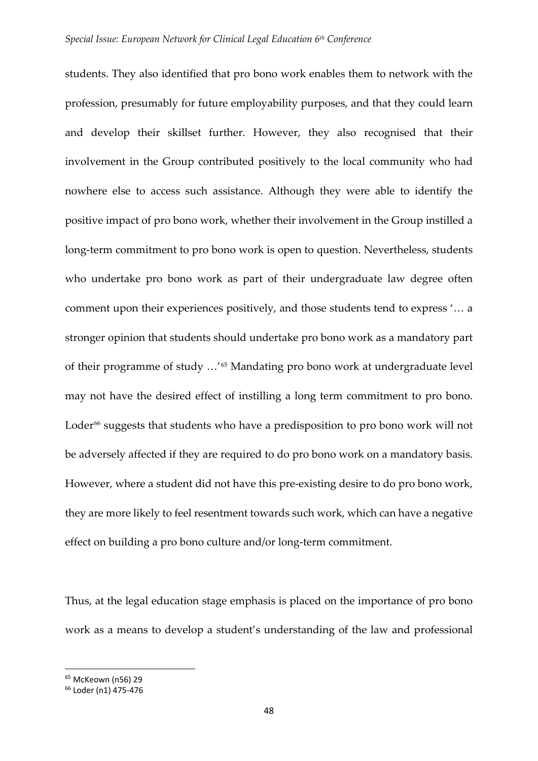students. They also identified that pro bono work enables them to network with the profession, presumably for future employability purposes, and that they could learn and develop their skillset further. However, they also recognised that their involvement in the Group contributed positively to the local community who had nowhere else to access such assistance. Although they were able to identify the positive impact of pro bono work, whether their involvement in the Group instilled a long-term commitment to pro bono work is open to question. Nevertheless, students who undertake pro bono work as part of their undergraduate law degree often comment upon their experiences positively, and those students tend to express '… a stronger opinion that students should undertake pro bono work as a mandatory part of their programme of study …'[65] Mandating pro bono work at undergraduate level may not have the desired effect of instilling a long term commitment to pro bono. Loder[66] suggests that students who have a predisposition to pro bono work will not be adversely affected if they are required to do pro bono work on a mandatory basis. However, where a student did not have this pre-existing desire to do pro bono work, they are more likely to feel resentment towards such work, which can have a negative effect on building a pro bono culture and/or long-term commitment.

Thus, at the legal education stage emphasis is placed on the importance of pro bono work as a means to develop a student's understanding of the law and professional

---

[65] McKeown (n56) 29

[66] Loder (n1) 475-476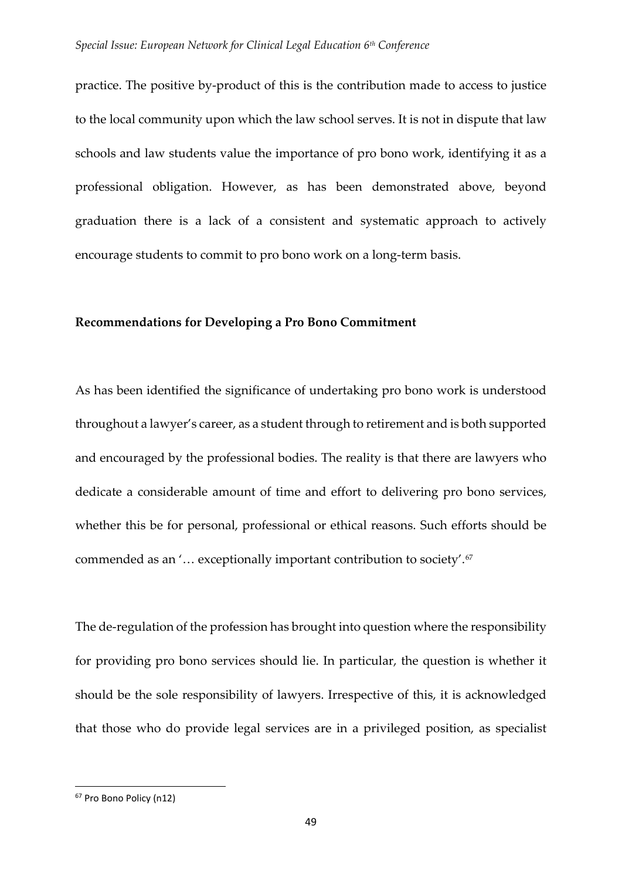practice. The positive by-product of this is the contribution made to access to justice to the local community upon which the law school serves. It is not in dispute that law schools and law students value the importance of pro bono work, identifying it as a professional obligation. However, as has been demonstrated above, beyond graduation there is a lack of a consistent and systematic approach to actively encourage students to commit to pro bono work on a long-term basis.

**Recommendations for Developing a Pro Bono Commitment**

As has been identified the significance of undertaking pro bono work is understood throughout a lawyer's career, as a student through to retirement and is both supported and encouraged by the professional bodies. The reality is that there are lawyers who dedicate a considerable amount of time and effort to delivering pro bono services, whether this be for personal, professional or ethical reasons. Such efforts should be commended as an '… exceptionally important contribution to society'.[67]

The de-regulation of the profession has brought into question where the responsibility for providing pro bono services should lie. In particular, the question is whether it should be the sole responsibility of lawyers. Irrespective of this, it is acknowledged that those who do provide legal services are in a privileged position, as specialist

[67] Pro Bono Policy (n12)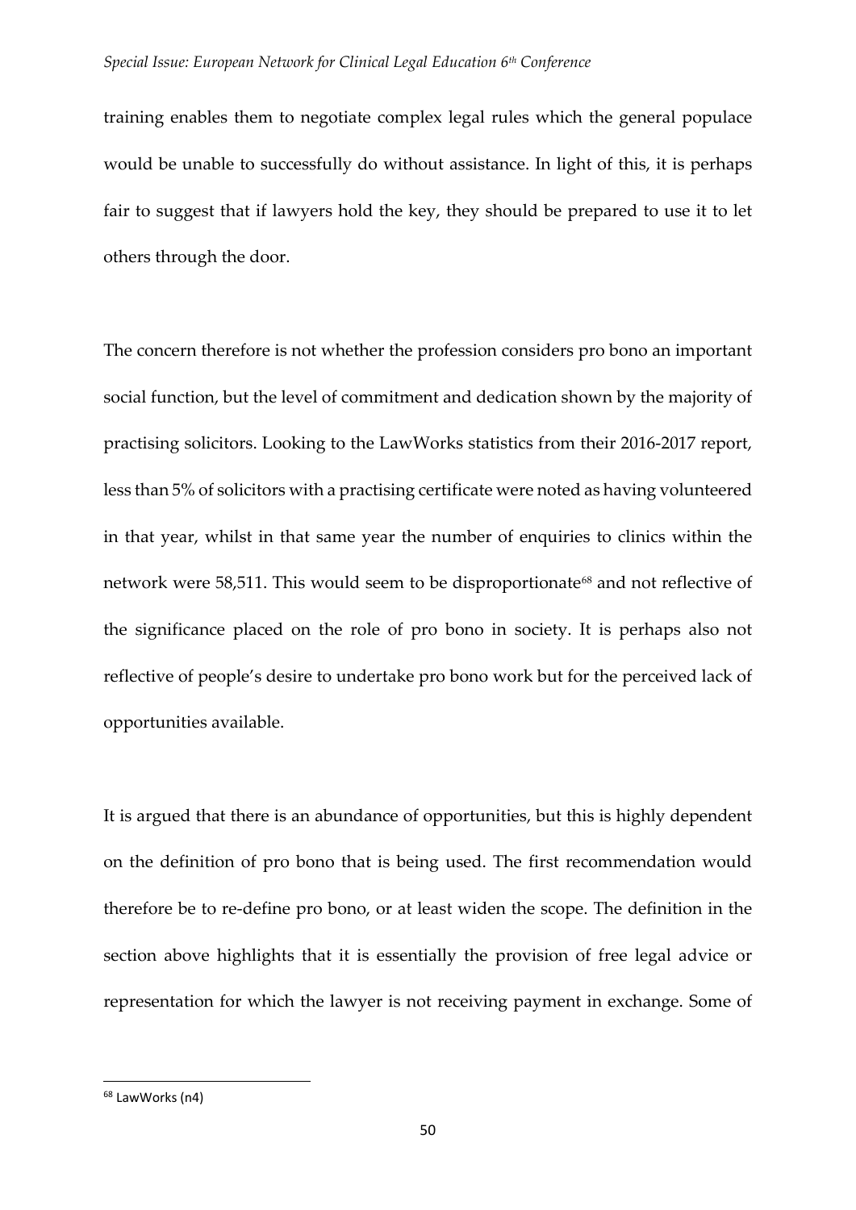training enables them to negotiate complex legal rules which the general populace would be unable to successfully do without assistance. In light of this, it is perhaps fair to suggest that if lawyers hold the key, they should be prepared to use it to let others through the door.

The concern therefore is not whether the profession considers pro bono an important social function, but the level of commitment and dedication shown by the majority of practising solicitors. Looking to the LawWorks statistics from their 2016-2017 report, less than 5% of solicitors with a practising certificate were noted as having volunteered in that year, whilst in that same year the number of enquiries to clinics within the network were 58,511. This would seem to be disproportionate[68] and not reflective of the significance placed on the role of pro bono in society. It is perhaps also not reflective of people's desire to undertake pro bono work but for the perceived lack of opportunities available.

It is argued that there is an abundance of opportunities, but this is highly dependent on the definition of pro bono that is being used. The first recommendation would therefore be to re-define pro bono, or at least widen the scope. The definition in the section above highlights that it is essentially the provision of free legal advice or representation for which the lawyer is not receiving payment in exchange. Some of

---

[68] LawWorks (n4)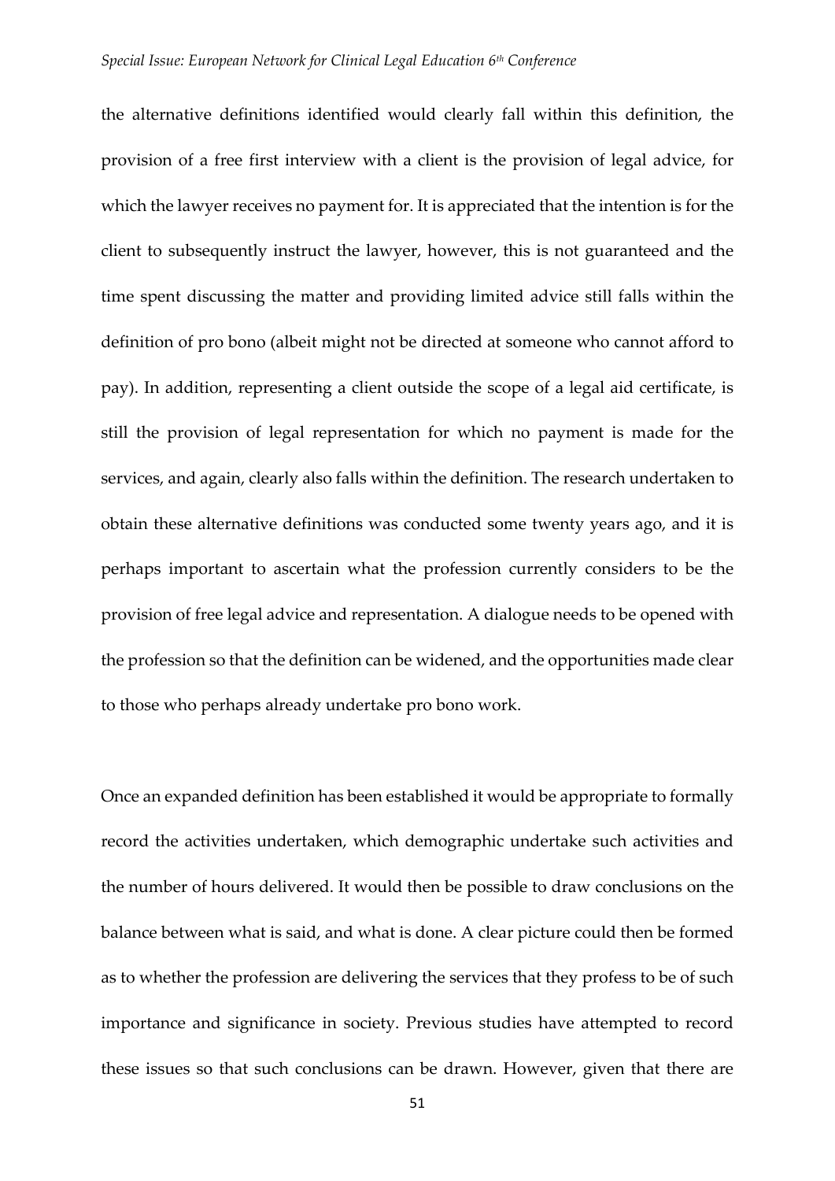the alternative definitions identified would clearly fall within this definition, the provision of a free first interview with a client is the provision of legal advice, for which the lawyer receives no payment for. It is appreciated that the intention is for the client to subsequently instruct the lawyer, however, this is not guaranteed and the time spent discussing the matter and providing limited advice still falls within the definition of pro bono (albeit might not be directed at someone who cannot afford to pay). In addition, representing a client outside the scope of a legal aid certificate, is still the provision of legal representation for which no payment is made for the services, and again, clearly also falls within the definition. The research undertaken to obtain these alternative definitions was conducted some twenty years ago, and it is perhaps important to ascertain what the profession currently considers to be the provision of free legal advice and representation. A dialogue needs to be opened with the profession so that the definition can be widened, and the opportunities made clear to those who perhaps already undertake pro bono work.

Once an expanded definition has been established it would be appropriate to formally record the activities undertaken, which demographic undertake such activities and the number of hours delivered. It would then be possible to draw conclusions on the balance between what is said, and what is done. A clear picture could then be formed as to whether the profession are delivering the services that they profess to be of such importance and significance in society. Previous studies have attempted to record these issues so that such conclusions can be drawn. However, given that there are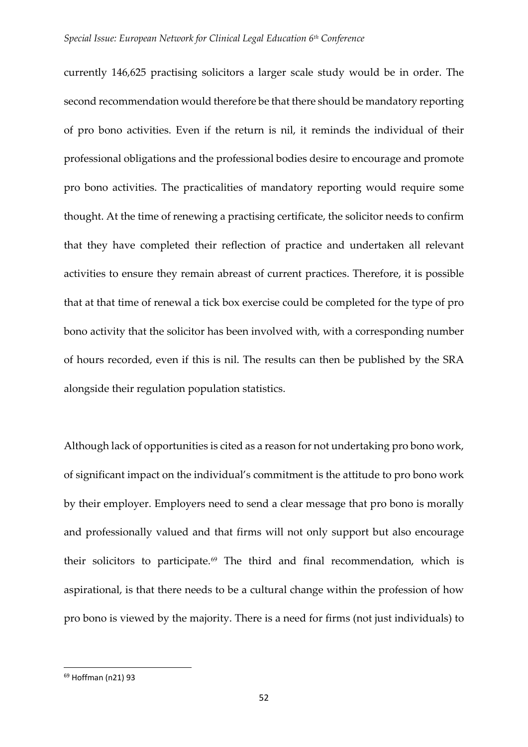currently 146,625 practising solicitors a larger scale study would be in order. The second recommendation would therefore be that there should be mandatory reporting of pro bono activities. Even if the return is nil, it reminds the individual of their professional obligations and the professional bodies desire to encourage and promote pro bono activities. The practicalities of mandatory reporting would require some thought. At the time of renewing a practising certificate, the solicitor needs to confirm that they have completed their reflection of practice and undertaken all relevant activities to ensure they remain abreast of current practices. Therefore, it is possible that at that time of renewal a tick box exercise could be completed for the type of pro bono activity that the solicitor has been involved with, with a corresponding number of hours recorded, even if this is nil. The results can then be published by the SRA alongside their regulation population statistics.

Although lack of opportunities is cited as a reason for not undertaking pro bono work, of significant impact on the individual's commitment is the attitude to pro bono work by their employer. Employers need to send a clear message that pro bono is morally and professionally valued and that firms will not only support but also encourage their solicitors to participate.[69] The third and final recommendation, which is aspirational, is that there needs to be a cultural change within the profession of how pro bono is viewed by the majority. There is a need for firms (not just individuals) to

[69] Hoffman (n21) 93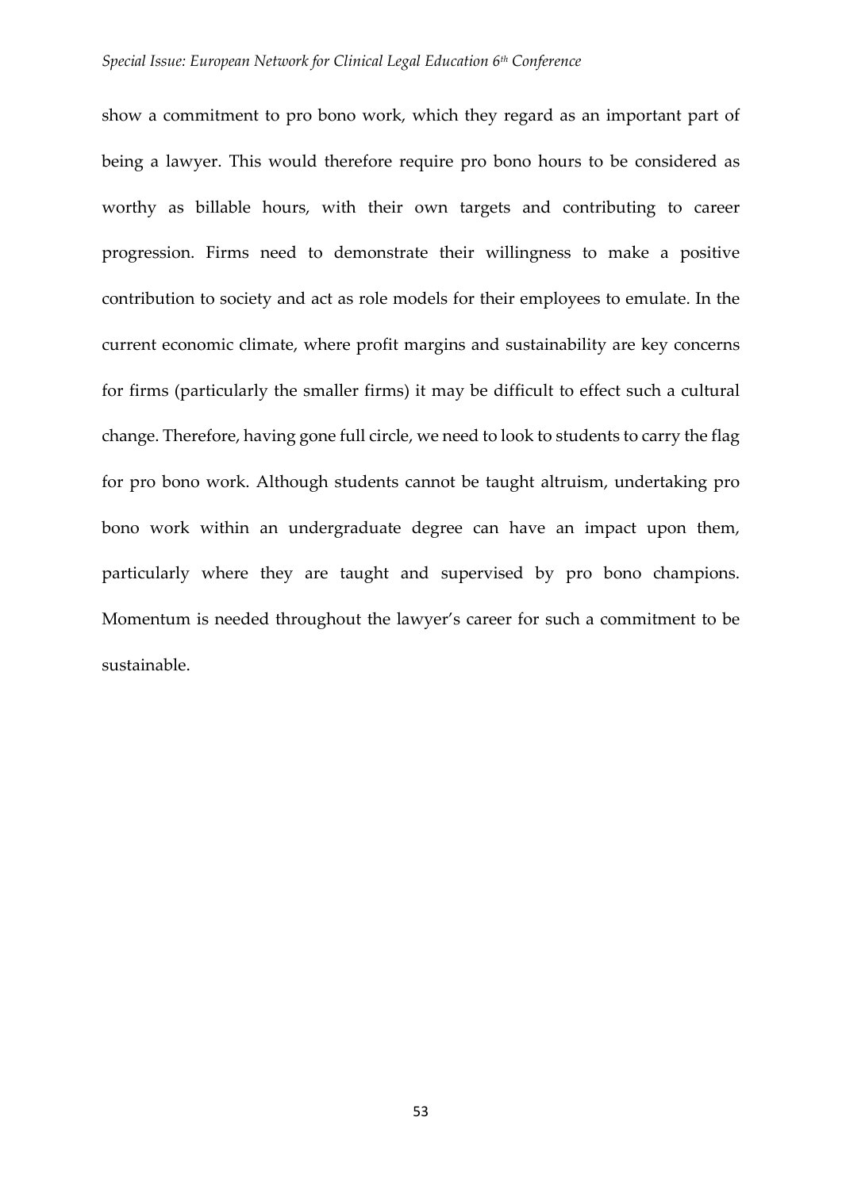show a commitment to pro bono work, which they regard as an important part of being a lawyer. This would therefore require pro bono hours to be considered as worthy as billable hours, with their own targets and contributing to career progression. Firms need to demonstrate their willingness to make a positive contribution to society and act as role models for their employees to emulate. In the current economic climate, where profit margins and sustainability are key concerns for firms (particularly the smaller firms) it may be difficult to effect such a cultural change. Therefore, having gone full circle, we need to look to students to carry the flag for pro bono work. Although students cannot be taught altruism, undertaking pro bono work within an undergraduate degree can have an impact upon them, particularly where they are taught and supervised by pro bono champions. Momentum is needed throughout the lawyer's career for such a commitment to be sustainable.